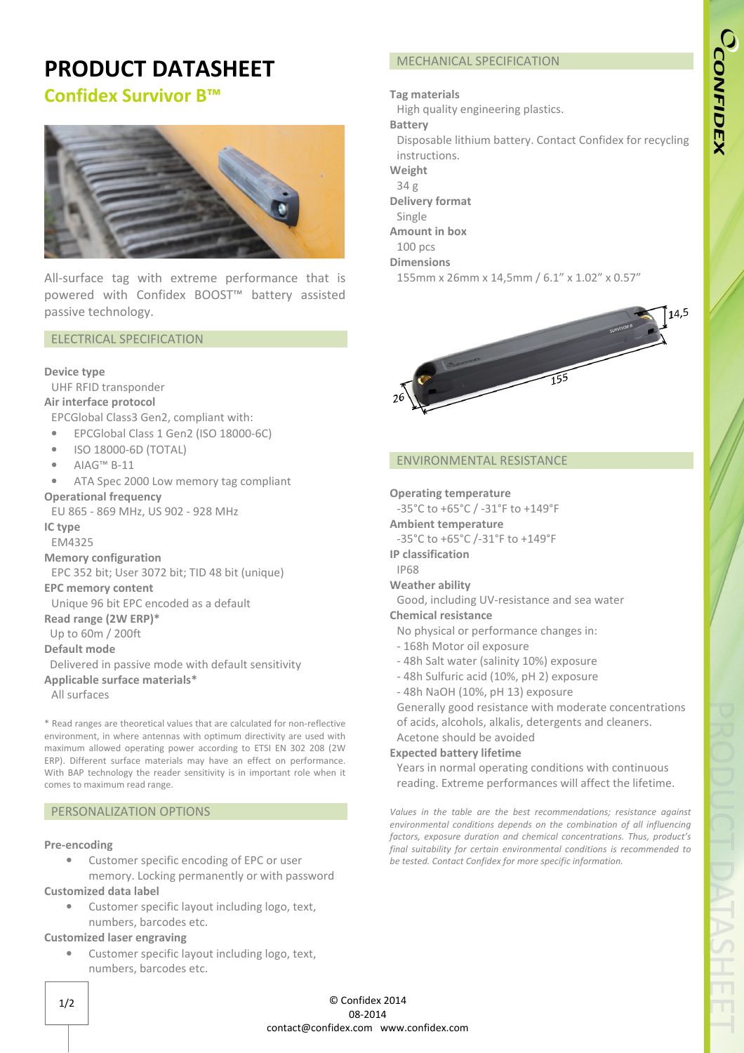# PRODUCT DATASHEET

## Confidex Survivor B™

All-surface tag with extreme performance that is powered with Confidex BOOST™ battery assisted passive technology.

### ELECTRICAL SPECIFICATION

**Device type**
UHF RFID transponder

**Air interface protocol**
EPCGlobal Class3 Gen2, compliant with:

- EPCGlobal Class 1 Gen2 (ISO 18000-6C)
- ISO 18000-6D (TOTAL)
- AIAG™ B-11
- ATA Spec 2000 Low memory tag compliant

**Operational frequency**
EU 865 - 869 MHz, US 902 - 928 MHz

**IC type**
EM4325

**Memory configuration**
EPC 352 bit; User 3072 bit; TID 48 bit (unique)

**EPC memory content**
Unique 96 bit EPC encoded as a default

**Read range (2W ERP)***
Up to 60m / 200ft

**Default mode**
Delivered in passive mode with default sensitivity

**Applicable surface materials***
All surfaces

* Read ranges are theoretical values that are calculated for non-reflective environment, in where antennas with optimum directivity are used with maximum allowed operating power according to ETSI EN 302 208 (2W ERP). Different surface materials may have an effect on performance. With BAP technology the reader sensitivity is in important role when it comes to maximum read range.

### PERSONALIZATION OPTIONS

**Pre-encoding**

- Customer specific encoding of EPC or user memory. Locking permanently or with password

**Customized data label**

- Customer specific layout including logo, text, numbers, barcodes etc.

**Customized laser engraving**

- Customer specific layout including logo, text, numbers, barcodes etc.

### MECHANICAL SPECIFICATION

**Tag materials**
High quality engineering plastics.

**Battery**
Disposable lithium battery. Contact Confidex for recycling instructions.

**Weight**
34 g

**Delivery format**
Single

**Amount in box**
100 pcs

**Dimensions**
155mm x 26mm x 14,5mm / 6.1" x 1.02" x 0.57"

### ENVIRONMENTAL RESISTANCE

**Operating temperature**
-35°C to +65°C / -31°F to +149°F

**Ambient temperature**
-35°C to +65°C /-31°F to +149°F

**IP classification**
IP68

**Weather ability**
Good, including UV-resistance and sea water

**Chemical resistance**
No physical or performance changes in:
- 168h Motor oil exposure
- 48h Salt water (salinity 10%) exposure
- 48h Sulfuric acid (10%, pH 2) exposure
- 48h NaOH (10%, pH 13) exposure

Generally good resistance with moderate concentrations of acids, alcohols, alkalis, detergents and cleaners. Acetone should be avoided

**Expected battery lifetime**
Years in normal operating conditions with continuous reading. Extreme performances will affect the lifetime.

*Values in the table are the best recommendations; resistance against environmental conditions depends on the combination of all influencing factors, exposure duration and chemical concentrations. Thus, product's final suitability for certain environmental conditions is recommended to be tested. Contact Confidex for more specific information.*

© Confidex 2014
08-2014
contact@confidex.com www.confidex.com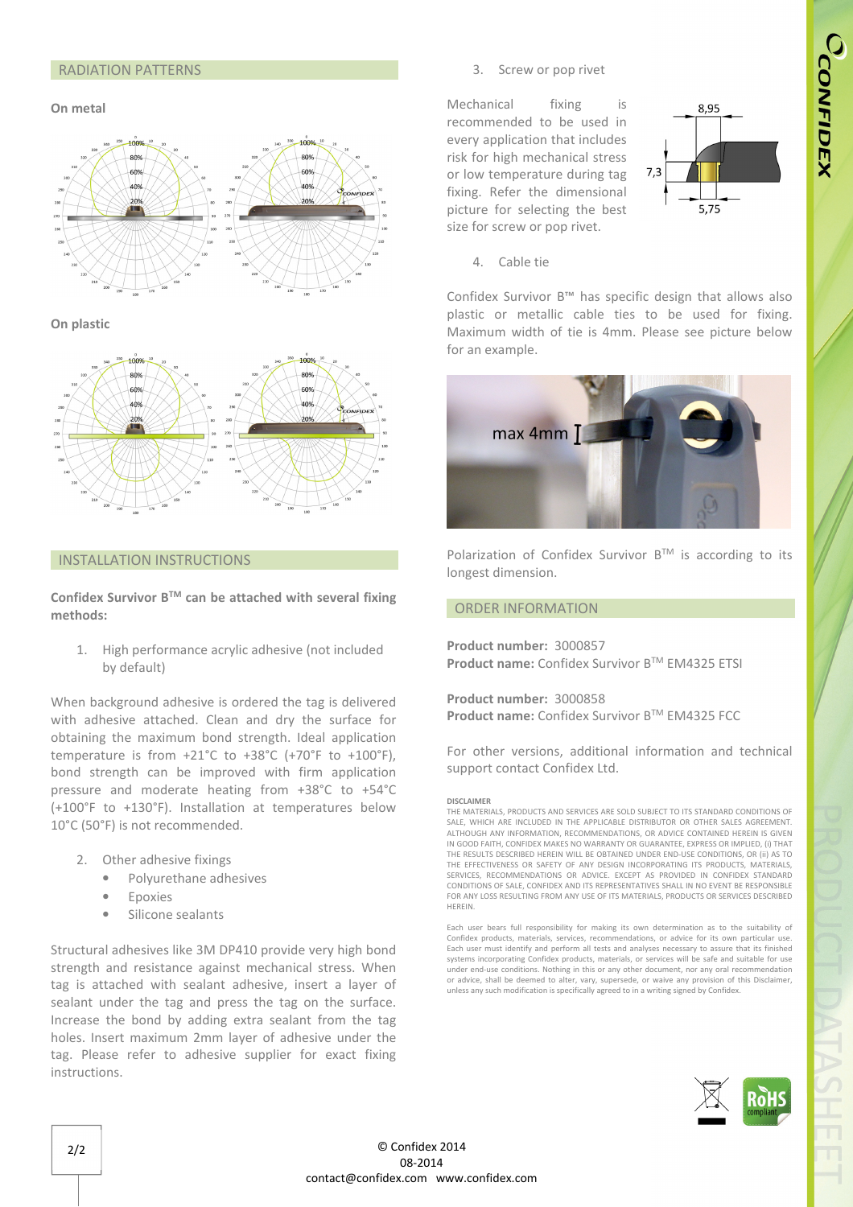## RADIATION PATTERNS

**On metal**

**On plastic**

## INSTALLATION INSTRUCTIONS

**Confidex Survivor B™ can be attached with several fixing methods:**

1. High performance acrylic adhesive (not included by default)

When background adhesive is ordered the tag is delivered with adhesive attached. Clean and dry the surface for obtaining the maximum bond strength. Ideal application temperature is from +21°C to +38°C (+70°F to +100°F), bond strength can be improved with firm application pressure and moderate heating from +38°C to +54°C (+100°F to +130°F). Installation at temperatures below 10°C (50°F) is not recommended.

2. Other adhesive fixings
   - Polyurethane adhesives
   - Epoxies
   - Silicone sealants

Structural adhesives like 3M DP410 provide very high bond strength and resistance against mechanical stress. When tag is attached with sealant adhesive, insert a layer of sealant under the tag and press the tag on the surface. Increase the bond by adding extra sealant from the tag holes. Insert maximum 2mm layer of adhesive under the tag. Please refer to adhesive supplier for exact fixing instructions.

3. Screw or pop rivet

Mechanical fixing is recommended to be used in every application that includes risk for high mechanical stress or low temperature during tag fixing. Refer the dimensional picture for selecting the best size for screw or pop rivet.

8,95

7,3

5,75

4. Cable tie

Confidex Survivor B™ has specific design that allows also plastic or metallic cable ties to be used for fixing. Maximum width of tie is 4mm. Please see picture below for an example.

max 4mm

Polarization of Confidex Survivor B™ is according to its longest dimension.

## ORDER INFORMATION

**Product number:** 3000857
**Product name:** Confidex Survivor B™ EM4325 ETSI

**Product number:** 3000858
**Product name:** Confidex Survivor B™ EM4325 FCC

For other versions, additional information and technical support contact Confidex Ltd.

**DISCLAIMER**

THE MATERIALS, PRODUCTS AND SERVICES ARE SOLD SUBJECT TO ITS STANDARD CONDITIONS OF SALE, WHICH ARE INCLUDED IN THE APPLICABLE DISTRIBUTOR OR OTHER SALES AGREEMENT. ALTHOUGH ANY INFORMATION, RECOMMENDATIONS, OR ADVICE CONTAINED HEREIN IS GIVEN IN GOOD FAITH, CONFIDEX MAKES NO WARRANTY OR GUARANTEE, EXPRESS OR IMPLIED, (i) THAT THE RESULTS DESCRIBED HEREIN WILL BE OBTAINED UNDER END-USE CONDITIONS, OR (ii) AS TO THE EFFECTIVENESS OR SAFETY OF ANY DESIGN INCORPORATING ITS PRODUCTS, MATERIALS, SERVICES, RECOMMENDATIONS OR ADVICE. EXCEPT AS PROVIDED IN CONFIDEX STANDARD CONDITIONS OF SALE, CONFIDEX AND ITS REPRESENTATIVES SHALL IN NO EVENT BE RESPONSIBLE FOR ANY LOSS RESULTING FROM ANY USE OF ITS MATERIALS, PRODUCTS OR SERVICES DESCRIBED HEREIN.

Each user bears full responsibility for making its own determination as to the suitability of Confidex products, materials, services, recommendations, or advice for its own particular use. Each user must identify and perform all tests and analyses necessary to assure that its finished systems incorporating Confidex products, materials, or services will be safe and suitable for use under end-use conditions. Nothing in this or any other document, nor any oral recommendation or advice, shall be deemed to alter, vary, supersede, or waive any provision of this Disclaimer, unless any such modification is specifically agreed to in a writing signed by Confidex.

© Confidex 2014
08-2014
contact@confidex.com www.confidex.com